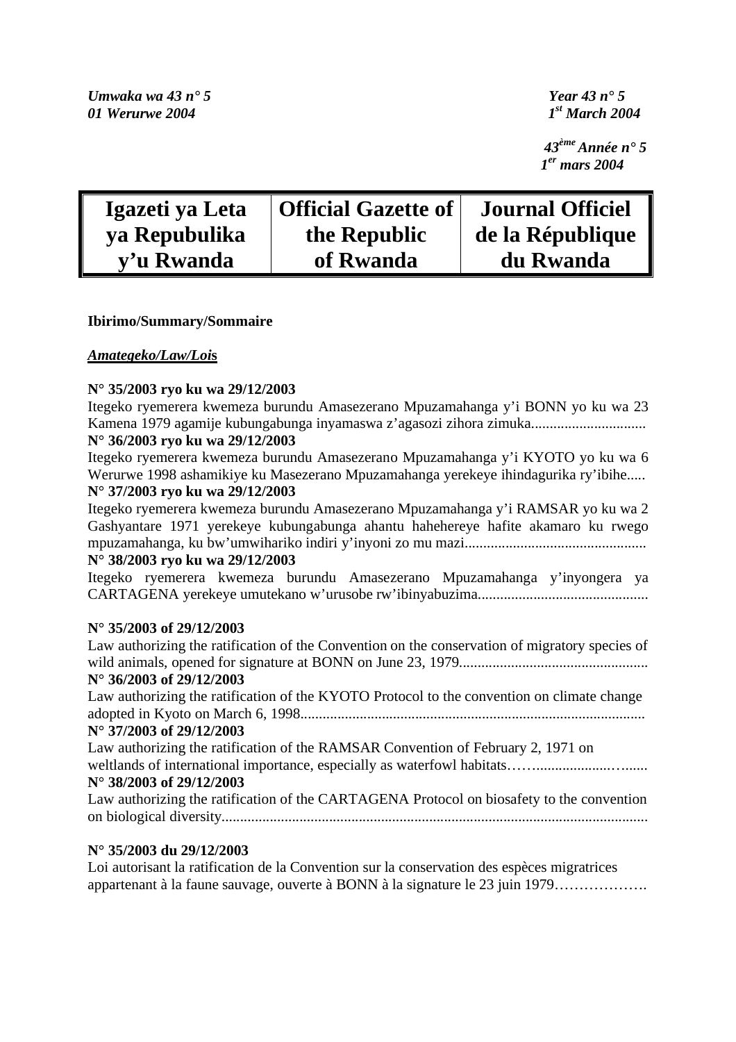*Umwaka wa 43 n° 5*
*01 Werurwe 2004*

*Year 43 n° 5*
*1st March 2004*

*43ème Année n° 5*
*1er mars 2004*

| Igazeti ya Leta ya Repubulika y'u Rwanda | Official Gazette of the Republic of Rwanda | Journal Officiel de la République du Rwanda |
|---|---|---|

**Ibirimo/Summary/Sommaire**

***Amategeko/Law/Lois***

**N° 35/2003 ryo ku wa 29/12/2003**
Itegeko ryemerera kwemeza burundu Amasezerano Mpuzamahanga y'i BONN yo ku wa 23 Kamena 1979 agamije kubungabunga inyamaswa z'agasozi zihora zimuka...............................

**N° 36/2003 ryo ku wa 29/12/2003**
Itegeko ryemerera kwemeza burundu Amasezerano Mpuzamahanga y'i KYOTO yo ku wa 6 Werurwe 1998 ashamikiye ku Masezerano Mpuzamahanga yerekeye ihindagurika ry'ibihe.....

**N° 37/2003 ryo ku wa 29/12/2003**
Itegeko ryemerera kwemeza burundu Amasezerano Mpuzamahanga y'i RAMSAR yo ku wa 2 Gashyantare 1971 yerekeye kubungabunga ahantu hahehereye hafite akamaro ku rwego mpuzamahanga, ku bw'umwihariko indiri y'inyoni zo mu mazi.................................................

**N° 38/2003 ryo ku wa 29/12/2003**
Itegeko ryemerera kwemeza burundu Amasezerano Mpuzamahanga y'inyongera ya CARTAGENA yerekeye umutekano w'urusobe rw'ibinyabuzima.............................................

**N° 35/2003 of 29/12/2003**
Law authorizing the ratification of the Convention on the conservation of migratory species of wild animals, opened for signature at BONN on June 23, 1979..................................................

**N° 36/2003 of 29/12/2003**
Law authorizing the ratification of the KYOTO Protocol to the convention on climate change adopted in Kyoto on March 6, 1998............................................................................................

**N° 37/2003 of 29/12/2003**
Law authorizing the ratification of the RAMSAR Convention of February 2, 1971 on weltlands of international importance, especially as waterfowl habitats……...................…......

**N° 38/2003 of 29/12/2003**
Law authorizing the ratification of the CARTAGENA Protocol on biosafety to the convention on biological diversity..................................................................................................................

**N° 35/2003 du 29/12/2003**
Loi autorisant la ratification de la Convention sur la conservation des espèces migratrices appartenant à la faune sauvage, ouverte à BONN à la signature le 23 juin 1979……………….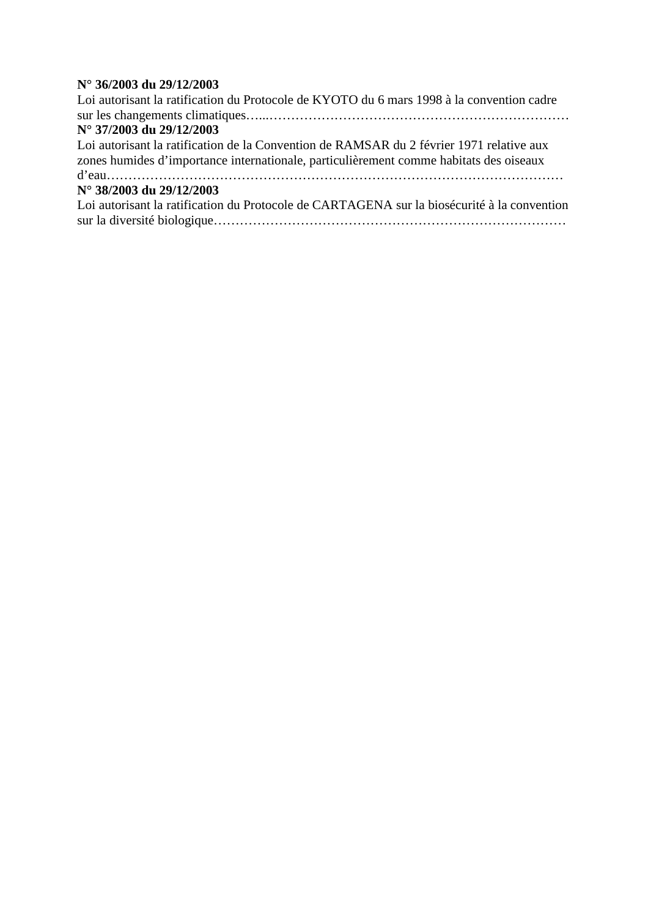**N° 36/2003 du 29/12/2003**
Loi autorisant la ratification du Protocole de KYOTO du 6 mars 1998 à la convention cadre sur les changements climatiques…...……………………………………………………………

**N° 37/2003 du 29/12/2003**
Loi autorisant la ratification de la Convention de RAMSAR du 2 février 1971 relative aux zones humides d'importance internationale, particulièrement comme habitats des oiseaux d'eau……………………………………………………………………………………………

**N° 38/2003 du 29/12/2003**
Loi autorisant la ratification du Protocole de CARTAGENA sur la biosécurité à la convention sur la diversité biologique………………………………………………………………………